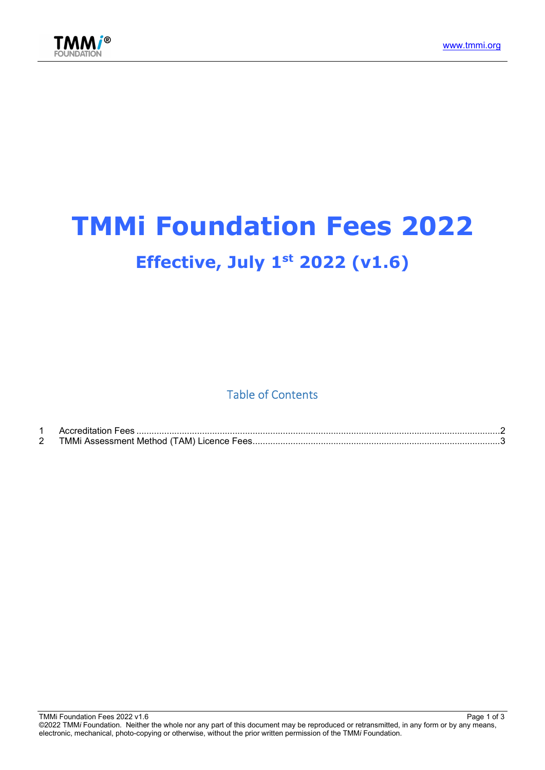# TMMi Foundation Fees 2022

## Effective, July 1st 2022 (v1.6)

### Table of Contents

1 Accreditation Fees ....... 2
2 TMMi Assessment Method (TAM) Licence Fees ....... 3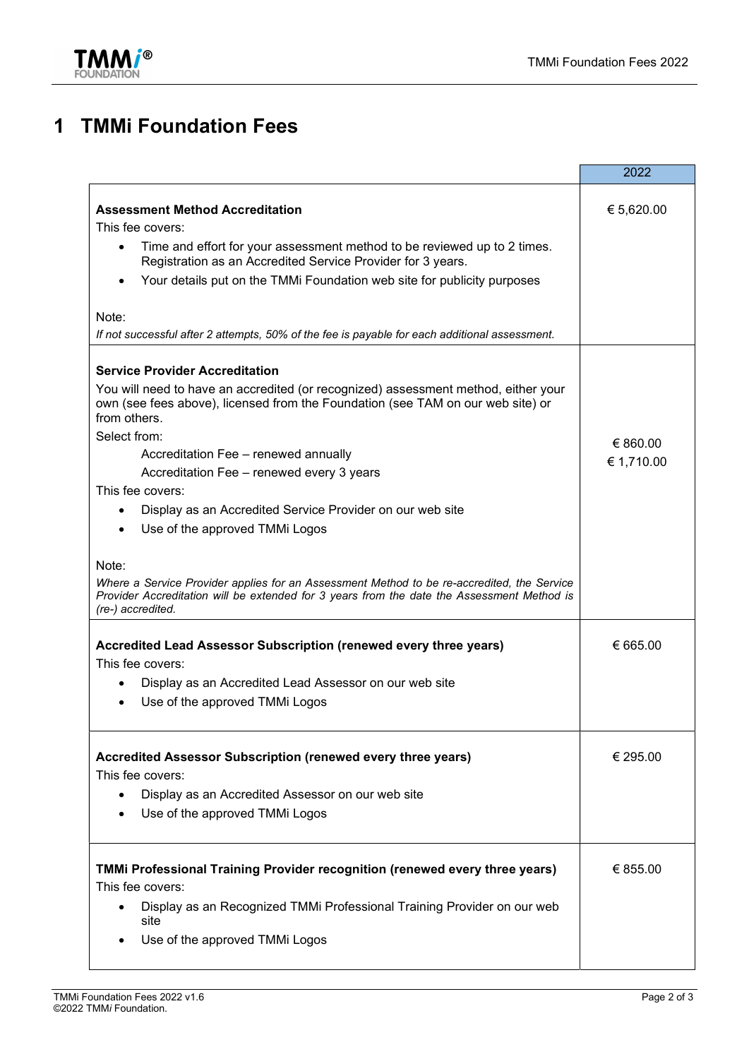# 1 TMMi Foundation Fees

| | 2022 |
|---|---|
| **Assessment Method Accreditation**<br>This fee covers:<br>• Time and effort for your assessment method to be reviewed up to 2 times. Registration as an Accredited Service Provider for 3 years.<br>• Your details put on the TMMi Foundation web site for publicity purposes<br><br>Note:<br>*If not successful after 2 attempts, 50% of the fee is payable for each additional assessment.* | € 5,620.00 |
| **Service Provider Accreditation**<br>You will need to have an accredited (or recognized) assessment method, either your own (see fees above), licensed from the Foundation (see TAM on our web site) or from others.<br>Select from:<br>Accreditation Fee – renewed annually<br>Accreditation Fee – renewed every 3 years<br>This fee covers:<br>• Display as an Accredited Service Provider on our web site<br>• Use of the approved TMMi Logos<br><br>Note:<br>*Where a Service Provider applies for an Assessment Method to be re-accredited, the Service Provider Accreditation will be extended for 3 years from the date the Assessment Method is (re-) accredited.* | € 860.00<br>€ 1,710.00 |
| **Accredited Lead Assessor Subscription (renewed every three years)**<br>This fee covers:<br>• Display as an Accredited Lead Assessor on our web site<br>• Use of the approved TMMi Logos | € 665.00 |
| **Accredited Assessor Subscription (renewed every three years)**<br>This fee covers:<br>• Display as an Accredited Assessor on our web site<br>• Use of the approved TMMi Logos | € 295.00 |
| **TMMi Professional Training Provider recognition (renewed every three years)**<br>This fee covers:<br>• Display as an Recognized TMMi Professional Training Provider on our web site<br>• Use of the approved TMMi Logos | € 855.00 |

TMMi Foundation Fees 2022 v1.6
©2022 TMM*i* Foundation.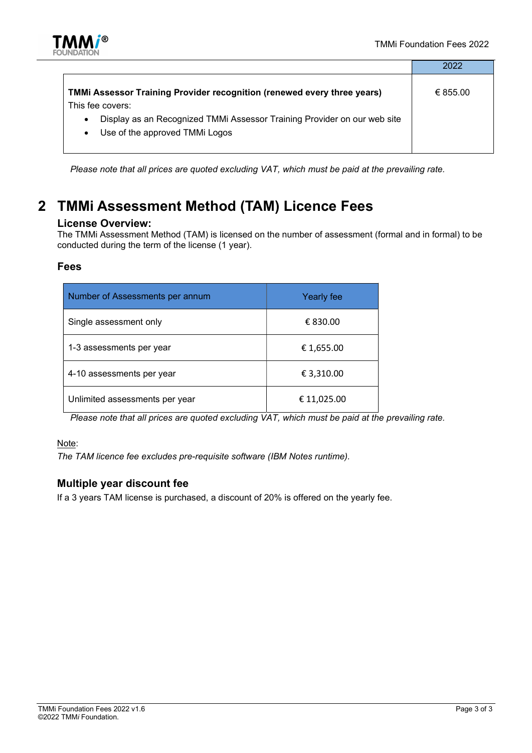| | 2022 |
|---|---|
| **TMMi Assessor Training Provider recognition (renewed every three years)**<br>This fee covers:<br>• Display as an Recognized TMMi Assessor Training Provider on our web site<br>• Use of the approved TMMi Logos | € 855.00 |

*Please note that all prices are quoted excluding VAT, which must be paid at the prevailing rate.*

# 2 TMMi Assessment Method (TAM) Licence Fees

### License Overview:

The TMMi Assessment Method (TAM) is licensed on the number of assessment (formal and in formal) to be conducted during the term of the license (1 year).

### Fees

| Number of Assessments per annum | Yearly fee |
|---|---|
| Single assessment only | € 830.00 |
| 1-3 assessments per year | € 1,655.00 |
| 4-10 assessments per year | € 3,310.00 |
| Unlimited assessments per year | € 11,025.00 |

*Please note that all prices are quoted excluding VAT, which must be paid at the prevailing rate.*

Note:

*The TAM licence fee excludes pre-requisite software (IBM Notes runtime).*

### Multiple year discount fee

If a 3 years TAM license is purchased, a discount of 20% is offered on the yearly fee.